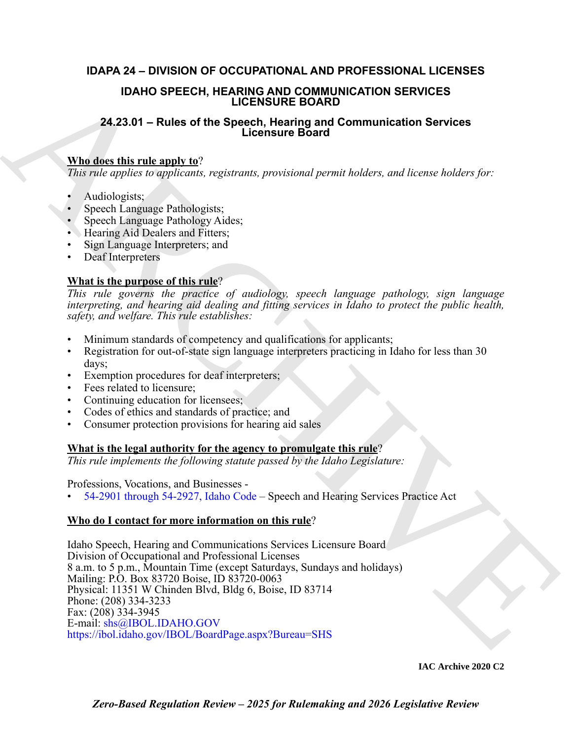# IDAPA 24 – DIVISION OF OCCUPATIONAL AND PROFESSIONAL LICENSES

## IDAHO SPEECH, HEARING AND COMMUNICATION SERVICES LICENSURE BOARD

## 24.23.01 – Rules of the Speech, Hearing and Communication Services Licensure Board

**Who does this rule apply to?**

*This rule applies to applicants, registrants, provisional permit holders, and license holders for:*

- Audiologists;
- Speech Language Pathologists;
- Speech Language Pathology Aides;
- Hearing Aid Dealers and Fitters;
- Sign Language Interpreters; and
- Deaf Interpreters

**What is the purpose of this rule?**

*This rule governs the practice of audiology, speech language pathology, sign language interpreting, and hearing aid dealing and fitting services in Idaho to protect the public health, safety, and welfare. This rule establishes:*

- Minimum standards of competency and qualifications for applicants;
- Registration for out-of-state sign language interpreters practicing in Idaho for less than 30 days;
- Exemption procedures for deaf interpreters;
- Fees related to licensure;
- Continuing education for licensees;
- Codes of ethics and standards of practice; and
- Consumer protection provisions for hearing aid sales

**What is the legal authority for the agency to promulgate this rule?**

*This rule implements the following statute passed by the Idaho Legislature:*

Professions, Vocations, and Businesses -

- 54-2901 through 54-2927, Idaho Code – Speech and Hearing Services Practice Act

**Who do I contact for more information on this rule?**

Idaho Speech, Hearing and Communications Services Licensure Board
Division of Occupational and Professional Licenses
8 a.m. to 5 p.m., Mountain Time (except Saturdays, Sundays and holidays)
Mailing: P.O. Box 83720 Boise, ID 83720-0063
Physical: 11351 W Chinden Blvd, Bldg 6, Boise, ID 83714
Phone: (208) 334-3233
Fax: (208) 334-3945
E-mail: shs@IBOL.IDAHO.GOV
https://ibol.idaho.gov/IBOL/BoardPage.aspx?Bureau=SHS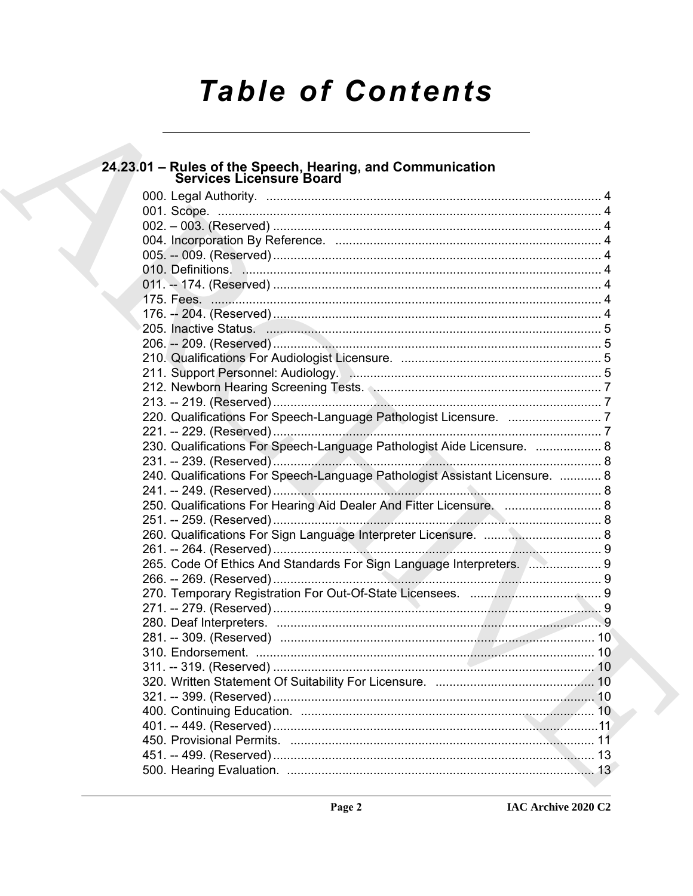# Table of Contents

## 24.23.01 – Rules of the Speech, Hearing, and Communication Services Licensure Board

000. Legal Authority. .......... 4
001. Scope. .......... 4
002. – 003. (Reserved) .......... 4
004. Incorporation By Reference. .......... 4
005. -- 009. (Reserved) .......... 4
010. Definitions. .......... 4
011. -- 174. (Reserved) .......... 4
175. Fees. .......... 4
176. -- 204. (Reserved) .......... 4
205. Inactive Status. .......... 5
206. -- 209. (Reserved) .......... 5
210. Qualifications For Audiologist Licensure. .......... 5
211. Support Personnel: Audiology. .......... 5
212. Newborn Hearing Screening Tests. .......... 7
213. -- 219. (Reserved) .......... 7
220. Qualifications For Speech-Language Pathologist Licensure. .......... 7
221. -- 229. (Reserved) .......... 7
230. Qualifications For Speech-Language Pathologist Aide Licensure. .......... 8
231. -- 239. (Reserved) .......... 8
240. Qualifications For Speech-Language Pathologist Assistant Licensure. .......... 8
241. -- 249. (Reserved) .......... 8
250. Qualifications For Hearing Aid Dealer And Fitter Licensure. .......... 8
251. -- 259. (Reserved) .......... 8
260. Qualifications For Sign Language Interpreter Licensure. .......... 8
261. -- 264. (Reserved) .......... 9
265. Code Of Ethics And Standards For Sign Language Interpreters. .......... 9
266. -- 269. (Reserved) .......... 9
270. Temporary Registration For Out-Of-State Licensees. .......... 9
271. -- 279. (Reserved) .......... 9
280. Deaf Interpreters. .......... 9
281. -- 309. (Reserved) .......... 10
310. Endorsement. .......... 10
311. -- 319. (Reserved) .......... 10
320. Written Statement Of Suitability For Licensure. .......... 10
321. -- 399. (Reserved) .......... 10
400. Continuing Education. .......... 10
401. -- 449. (Reserved) .......... 11
450. Provisional Permits. .......... 11
451. -- 499. (Reserved) .......... 13
500. Hearing Evaluation. .......... 13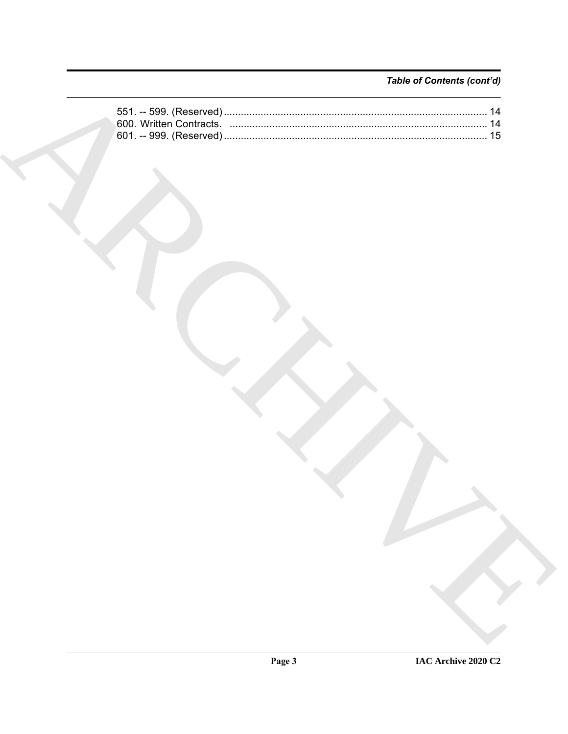*Table of Contents (cont'd)*

551. -- 599. (Reserved) ........................................................................................... 14
600. Written Contracts. .......................................................................................... 14
601. -- 999. (Reserved) ........................................................................................... 15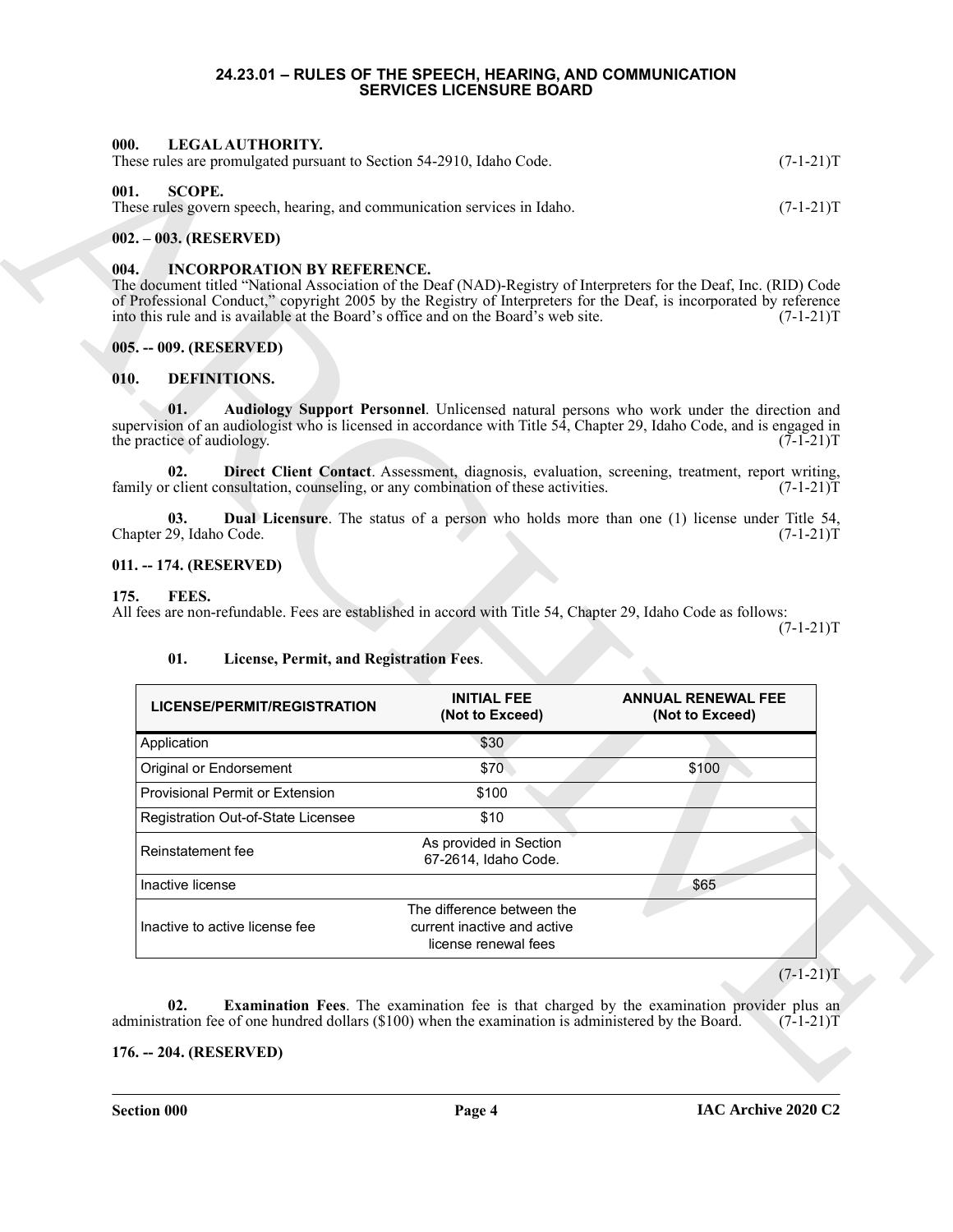# 24.23.01 – RULES OF THE SPEECH, HEARING, AND COMMUNICATION SERVICES LICENSURE BOARD

### 000. LEGAL AUTHORITY.

These rules are promulgated pursuant to Section 54-2910, Idaho Code. (7-1-21)T

### 001. SCOPE.

These rules govern speech, hearing, and communication services in Idaho. (7-1-21)T

### 002. – 003. (RESERVED)

### 004. INCORPORATION BY REFERENCE.

The document titled "National Association of the Deaf (NAD)-Registry of Interpreters for the Deaf, Inc. (RID) Code of Professional Conduct," copyright 2005 by the Registry of Interpreters for the Deaf, is incorporated by reference into this rule and is available at the Board's office and on the Board's web site. (7-1-21)T

### 005. -- 009. (RESERVED)

### 010. DEFINITIONS.

**01. Audiology Support Personnel**. Unlicensed natural persons who work under the direction and supervision of an audiologist who is licensed in accordance with Title 54, Chapter 29, Idaho Code, and is engaged in the practice of audiology. (7-1-21)T

**02. Direct Client Contact**. Assessment, diagnosis, evaluation, screening, treatment, report writing, family or client consultation, counseling, or any combination of these activities. (7-1-21)T

**03. Dual Licensure**. The status of a person who holds more than one (1) license under Title 54, Chapter 29, Idaho Code. (7-1-21)T

### 011. -- 174. (RESERVED)

### 175. FEES.

All fees are non-refundable. Fees are established in accord with Title 54, Chapter 29, Idaho Code as follows: (7-1-21)T

**01. License, Permit, and Registration Fees**.

| LICENSE/PERMIT/REGISTRATION | INITIAL FEE (Not to Exceed) | ANNUAL RENEWAL FEE (Not to Exceed) |
|---|---|---|
| Application | $30 | |
| Original or Endorsement | $70 | $100 |
| Provisional Permit or Extension | $100 | |
| Registration Out-of-State Licensee | $10 | |
| Reinstatement fee | As provided in Section 67-2614, Idaho Code. | |
| Inactive license | | $65 |
| Inactive to active license fee | The difference between the current inactive and active license renewal fees | |

(7-1-21)T

**02. Examination Fees**. The examination fee is that charged by the examination provider plus an administration fee of one hundred dollars ($100) when the examination is administered by the Board. (7-1-21)T

### 176. -- 204. (RESERVED)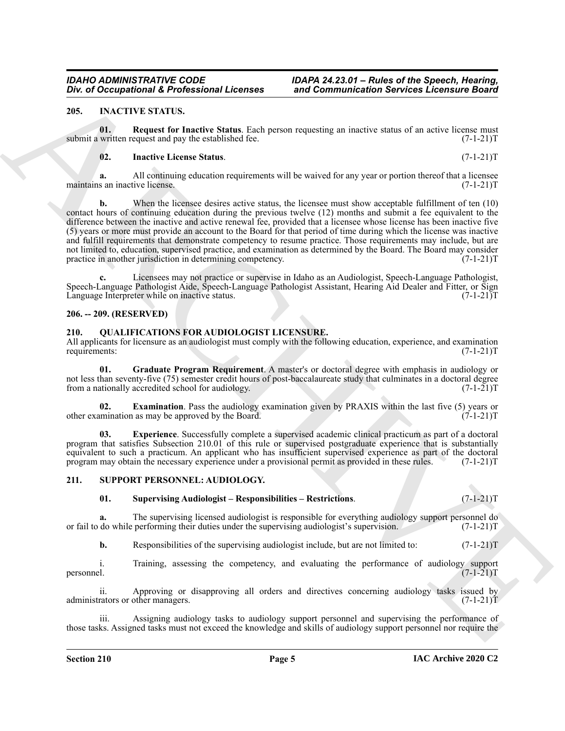## 205. INACTIVE STATUS.

**01. Request for Inactive Status**. Each person requesting an inactive status of an active license must submit a written request and pay the established fee. (7-1-21)T

**02. Inactive License Status**. (7-1-21)T

**a.** All continuing education requirements will be waived for any year or portion thereof that a licensee maintains an inactive license. (7-1-21)T

**b.** When the licensee desires active status, the licensee must show acceptable fulfillment of ten (10) contact hours of continuing education during the previous twelve (12) months and submit a fee equivalent to the difference between the inactive and active renewal fee, provided that a licensee whose license has been inactive five (5) years or more must provide an account to the Board for that period of time during which the license was inactive and fulfill requirements that demonstrate competency to resume practice. Those requirements may include, but are not limited to, education, supervised practice, and examination as determined by the Board. The Board may consider practice in another jurisdiction in determining competency. (7-1-21)T

**c.** Licensees may not practice or supervise in Idaho as an Audiologist, Speech-Language Pathologist, Speech-Language Pathologist Aide, Speech-Language Pathologist Assistant, Hearing Aid Dealer and Fitter, or Sign Language Interpreter while on inactive status. (7-1-21)T

## 206. -- 209. (RESERVED)

## 210. QUALIFICATIONS FOR AUDIOLOGIST LICENSURE.

All applicants for licensure as an audiologist must comply with the following education, experience, and examination requirements: (7-1-21)T

**01. Graduate Program Requirement**. A master's or doctoral degree with emphasis in audiology or not less than seventy-five (75) semester credit hours of post-baccalaureate study that culminates in a doctoral degree from a nationally accredited school for audiology. (7-1-21)T

**02. Examination**. Pass the audiology examination given by PRAXIS within the last five (5) years or other examination as may be approved by the Board. (7-1-21)T

**03. Experience**. Successfully complete a supervised academic clinical practicum as part of a doctoral program that satisfies Subsection 210.01 of this rule or supervised postgraduate experience that is substantially equivalent to such a practicum. An applicant who has insufficient supervised experience as part of the doctoral program may obtain the necessary experience under a provisional permit as provided in these rules. (7-1-21)T

## 211. SUPPORT PERSONNEL: AUDIOLOGY.

**01. Supervising Audiologist – Responsibilities – Restrictions**. (7-1-21)T

**a.** The supervising licensed audiologist is responsible for everything audiology support personnel do or fail to do while performing their duties under the supervising audiologist's supervision. (7-1-21)T

**b.** Responsibilities of the supervising audiologist include, but are not limited to: (7-1-21)T

i. Training, assessing the competency, and evaluating the performance of audiology support personnel. (7-1-21)T

ii. Approving or disapproving all orders and directives concerning audiology tasks issued by administrators or other managers. (7-1-21)T

iii. Assigning audiology tasks to audiology support personnel and supervising the performance of those tasks. Assigned tasks must not exceed the knowledge and skills of audiology support personnel nor require the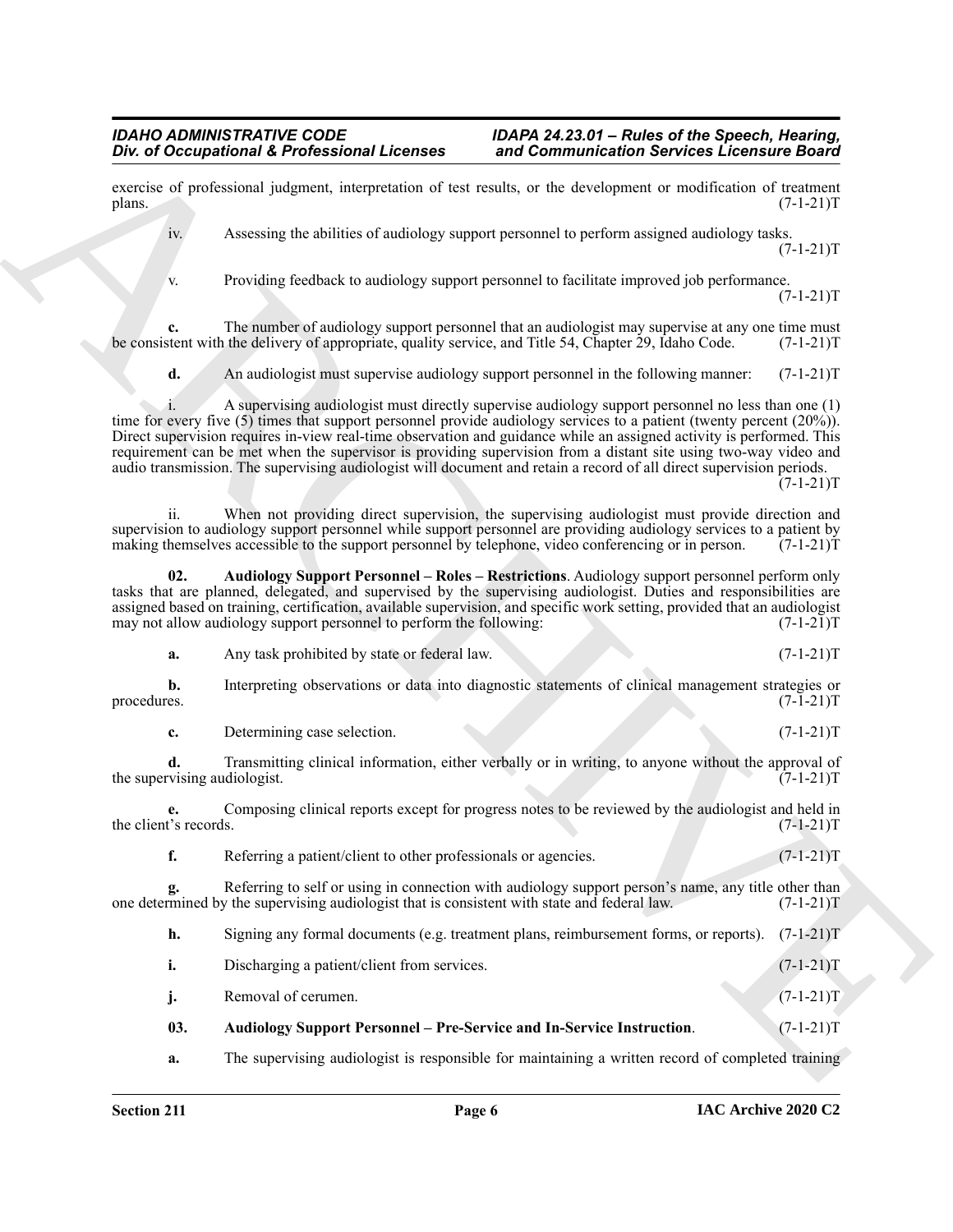exercise of professional judgment, interpretation of test results, or the development or modification of treatment plans. (7-1-21)T

iv. Assessing the abilities of audiology support personnel to perform assigned audiology tasks. (7-1-21)T

v. Providing feedback to audiology support personnel to facilitate improved job performance. (7-1-21)T

**c.** The number of audiology support personnel that an audiologist may supervise at any one time must be consistent with the delivery of appropriate, quality service, and Title 54, Chapter 29, Idaho Code. (7-1-21)T

**d.** An audiologist must supervise audiology support personnel in the following manner: (7-1-21)T

i. A supervising audiologist must directly supervise audiology support personnel no less than one (1) time for every five (5) times that support personnel provide audiology services to a patient (twenty percent (20%)). Direct supervision requires in-view real-time observation and guidance while an assigned activity is performed. This requirement can be met when the supervisor is providing supervision from a distant site using two-way video and audio transmission. The supervising audiologist will document and retain a record of all direct supervision periods. (7-1-21)T

ii. When not providing direct supervision, the supervising audiologist must provide direction and supervision to audiology support personnel while support personnel are providing audiology services to a patient by making themselves accessible to the support personnel by telephone, video conferencing or in person. (7-1-21)T

**02. Audiology Support Personnel – Roles – Restrictions**. Audiology support personnel perform only tasks that are planned, delegated, and supervised by the supervising audiologist. Duties and responsibilities are assigned based on training, certification, available supervision, and specific work setting, provided that an audiologist may not allow audiology support personnel to perform the following: (7-1-21)T

**a.** Any task prohibited by state or federal law. (7-1-21)T

**b.** Interpreting observations or data into diagnostic statements of clinical management strategies or procedures. (7-1-21)T

**c.** Determining case selection. (7-1-21)T

**d.** Transmitting clinical information, either verbally or in writing, to anyone without the approval of the supervising audiologist. (7-1-21)T

**e.** Composing clinical reports except for progress notes to be reviewed by the audiologist and held in the client's records. (7-1-21)T

**f.** Referring a patient/client to other professionals or agencies. (7-1-21)T

**g.** Referring to self or using in connection with audiology support person's name, any title other than one determined by the supervising audiologist that is consistent with state and federal law. (7-1-21)T

**h.** Signing any formal documents (e.g. treatment plans, reimbursement forms, or reports). (7-1-21)T

**i.** Discharging a patient/client from services. (7-1-21)T

**j.** Removal of cerumen. (7-1-21)T

**03. Audiology Support Personnel – Pre-Service and In-Service Instruction**. (7-1-21)T

**a.** The supervising audiologist is responsible for maintaining a written record of completed training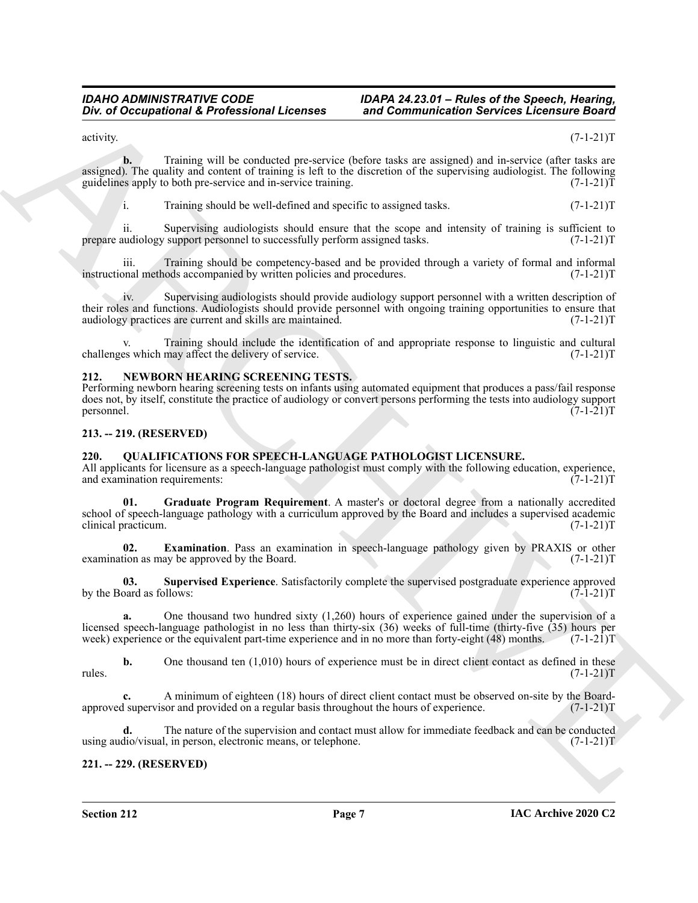activity. (7-1-21)T

**b.** Training will be conducted pre-service (before tasks are assigned) and in-service (after tasks are assigned). The quality and content of training is left to the discretion of the supervising audiologist. The following guidelines apply to both pre-service and in-service training. (7-1-21)T

i. Training should be well-defined and specific to assigned tasks. (7-1-21)T

ii. Supervising audiologists should ensure that the scope and intensity of training is sufficient to prepare audiology support personnel to successfully perform assigned tasks. (7-1-21)T

iii. Training should be competency-based and be provided through a variety of formal and informal instructional methods accompanied by written policies and procedures. (7-1-21)T

iv. Supervising audiologists should provide audiology support personnel with a written description of their roles and functions. Audiologists should provide personnel with ongoing training opportunities to ensure that audiology practices are current and skills are maintained. (7-1-21)T

v. Training should include the identification of and appropriate response to linguistic and cultural challenges which may affect the delivery of service. (7-1-21)T

## 212. NEWBORN HEARING SCREENING TESTS.

Performing newborn hearing screening tests on infants using automated equipment that produces a pass/fail response does not, by itself, constitute the practice of audiology or convert persons performing the tests into audiology support personnel. (7-1-21)T

## 213. -- 219. (RESERVED)

## 220. QUALIFICATIONS FOR SPEECH-LANGUAGE PATHOLOGIST LICENSURE.

All applicants for licensure as a speech-language pathologist must comply with the following education, experience, and examination requirements: (7-1-21)T

**01. Graduate Program Requirement**. A master's or doctoral degree from a nationally accredited school of speech-language pathology with a curriculum approved by the Board and includes a supervised academic clinical practicum. (7-1-21)T

**02. Examination**. Pass an examination in speech-language pathology given by PRAXIS or other examination as may be approved by the Board. (7-1-21)T

**03. Supervised Experience**. Satisfactorily complete the supervised postgraduate experience approved by the Board as follows: (7-1-21)T

**a.** One thousand two hundred sixty (1,260) hours of experience gained under the supervision of a licensed speech-language pathologist in no less than thirty-six (36) weeks of full-time (thirty-five (35) hours per week) experience or the equivalent part-time experience and in no more than forty-eight (48) months. (7-1-21)T

**b.** One thousand ten (1,010) hours of experience must be in direct client contact as defined in these rules. (7-1-21)T

**c.** A minimum of eighteen (18) hours of direct client contact must be observed on-site by the Board-approved supervisor and provided on a regular basis throughout the hours of experience. (7-1-21)T

**d.** The nature of the supervision and contact must allow for immediate feedback and can be conducted using audio/visual, in person, electronic means, or telephone. (7-1-21)T

## 221. -- 229. (RESERVED)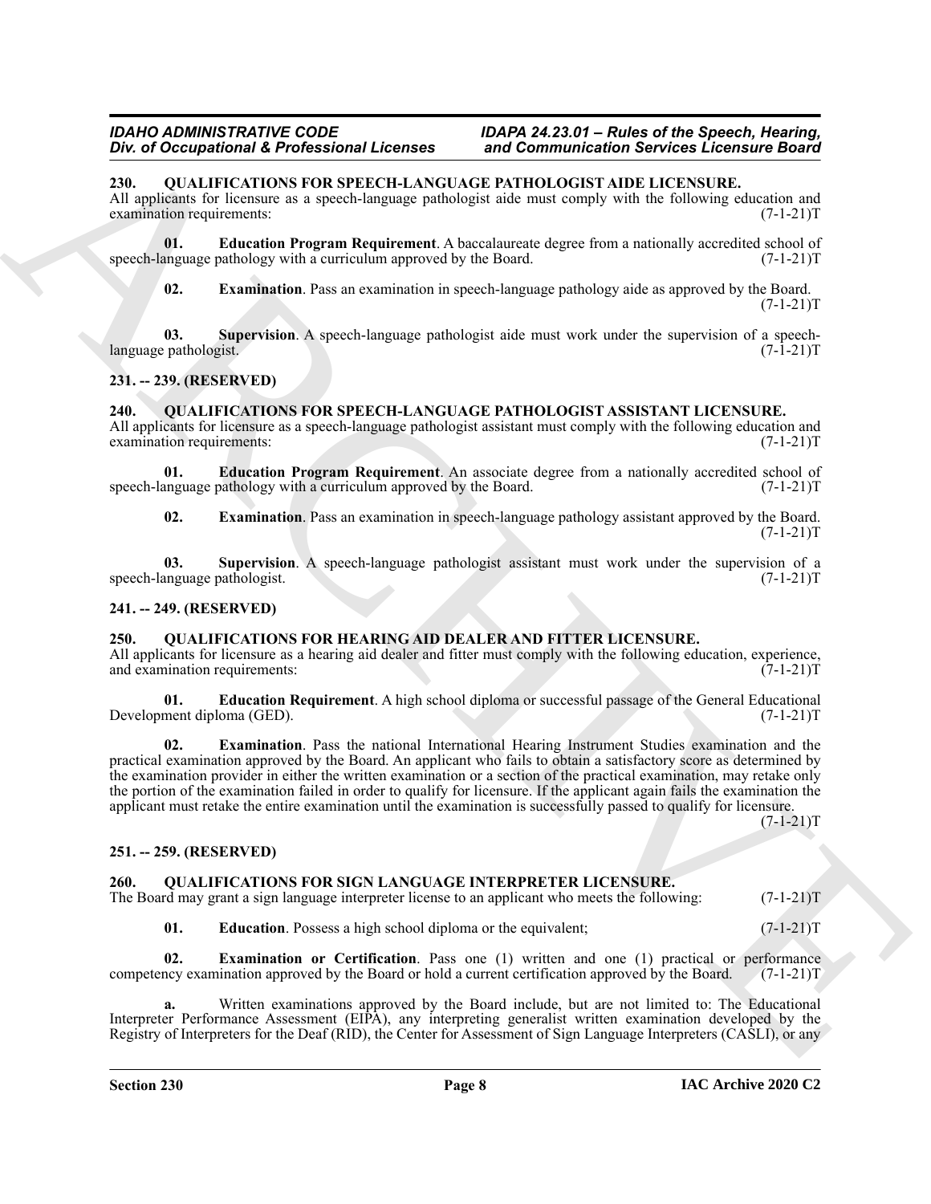## 230. QUALIFICATIONS FOR SPEECH-LANGUAGE PATHOLOGIST AIDE LICENSURE.

All applicants for licensure as a speech-language pathologist aide must comply with the following education and examination requirements: (7-1-21)T

**01. Education Program Requirement**. A baccalaureate degree from a nationally accredited school of speech-language pathology with a curriculum approved by the Board. (7-1-21)T

**02. Examination**. Pass an examination in speech-language pathology aide as approved by the Board. (7-1-21)T

**03. Supervision**. A speech-language pathologist aide must work under the supervision of a speech-language pathologist. (7-1-21)T

## 231. -- 239. (RESERVED)

## 240. QUALIFICATIONS FOR SPEECH-LANGUAGE PATHOLOGIST ASSISTANT LICENSURE.

All applicants for licensure as a speech-language pathologist assistant must comply with the following education and examination requirements: (7-1-21)T

**01. Education Program Requirement**. An associate degree from a nationally accredited school of speech-language pathology with a curriculum approved by the Board. (7-1-21)T

**02. Examination**. Pass an examination in speech-language pathology assistant approved by the Board. (7-1-21)T

**03. Supervision**. A speech-language pathologist assistant must work under the supervision of a speech-language pathologist. (7-1-21)T

## 241. -- 249. (RESERVED)

## 250. QUALIFICATIONS FOR HEARING AID DEALER AND FITTER LICENSURE.

All applicants for licensure as a hearing aid dealer and fitter must comply with the following education, experience, and examination requirements: (7-1-21)T

**01. Education Requirement**. A high school diploma or successful passage of the General Educational Development diploma (GED). (7-1-21)T

**02. Examination**. Pass the national International Hearing Instrument Studies examination and the practical examination approved by the Board. An applicant who fails to obtain a satisfactory score as determined by the examination provider in either the written examination or a section of the practical examination, may retake only the portion of the examination failed in order to qualify for licensure. If the applicant again fails the examination the applicant must retake the entire examination until the examination is successfully passed to qualify for licensure. (7-1-21)T

## 251. -- 259. (RESERVED)

## 260. QUALIFICATIONS FOR SIGN LANGUAGE INTERPRETER LICENSURE.

The Board may grant a sign language interpreter license to an applicant who meets the following: (7-1-21)T

**01. Education**. Possess a high school diploma or the equivalent; (7-1-21)T

**02. Examination or Certification**. Pass one (1) written and one (1) practical or performance competency examination approved by the Board or hold a current certification approved by the Board. (7-1-21)T

**a.** Written examinations approved by the Board include, but are not limited to: The Educational Interpreter Performance Assessment (EIPA), any interpreting generalist written examination developed by the Registry of Interpreters for the Deaf (RID), the Center for Assessment of Sign Language Interpreters (CASLI), or any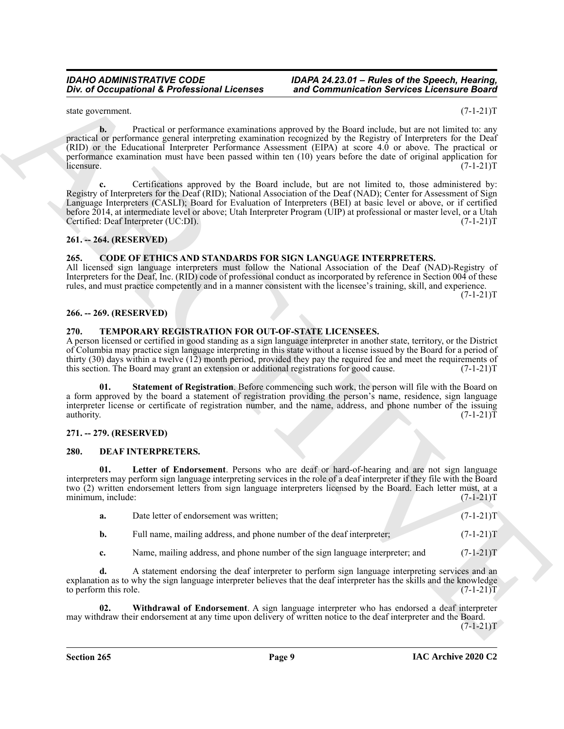state government. (7-1-21)T

**b.** Practical or performance examinations approved by the Board include, but are not limited to: any practical or performance general interpreting examination recognized by the Registry of Interpreters for the Deaf (RID) or the Educational Interpreter Performance Assessment (EIPA) at score 4.0 or above. The practical or performance examination must have been passed within ten (10) years before the date of original application for licensure. (7-1-21)T

**c.** Certifications approved by the Board include, but are not limited to, those administered by: Registry of Interpreters for the Deaf (RID); National Association of the Deaf (NAD); Center for Assessment of Sign Language Interpreters (CASLI); Board for Evaluation of Interpreters (BEI) at basic level or above, or if certified before 2014, at intermediate level or above; Utah Interpreter Program (UIP) at professional or master level, or a Utah Certified: Deaf Interpreter (UC:DI). (7-1-21)T

## 261. -- 264. (RESERVED)

## 265. CODE OF ETHICS AND STANDARDS FOR SIGN LANGUAGE INTERPRETERS.

All licensed sign language interpreters must follow the National Association of the Deaf (NAD)-Registry of Interpreters for the Deaf, Inc. (RID) code of professional conduct as incorporated by reference in Section 004 of these rules, and must practice competently and in a manner consistent with the licensee's training, skill, and experience. (7-1-21)T

## 266. -- 269. (RESERVED)

## 270. TEMPORARY REGISTRATION FOR OUT-OF-STATE LICENSEES.

A person licensed or certified in good standing as a sign language interpreter in another state, territory, or the District of Columbia may practice sign language interpreting in this state without a license issued by the Board for a period of thirty (30) days within a twelve (12) month period, provided they pay the required fee and meet the requirements of this section. The Board may grant an extension or additional registrations for good cause. (7-1-21)T

**01. Statement of Registration**. Before commencing such work, the person will file with the Board on a form approved by the board a statement of registration providing the person's name, residence, sign language interpreter license or certificate of registration number, and the name, address, and phone number of the issuing authority. (7-1-21)T

## 271. -- 279. (RESERVED)

## 280. DEAF INTERPRETERS.

**01. Letter of Endorsement**. Persons who are deaf or hard-of-hearing and are not sign language interpreters may perform sign language interpreting services in the role of a deaf interpreter if they file with the Board two (2) written endorsement letters from sign language interpreters licensed by the Board. Each letter must, at a minimum, include: (7-1-21)T

**a.** Date letter of endorsement was written; (7-1-21)T

**b.** Full name, mailing address, and phone number of the deaf interpreter; (7-1-21)T

**c.** Name, mailing address, and phone number of the sign language interpreter; and (7-1-21)T

**d.** A statement endorsing the deaf interpreter to perform sign language interpreting services and an explanation as to why the sign language interpreter believes that the deaf interpreter has the skills and the knowledge to perform this role. (7-1-21)T

**02. Withdrawal of Endorsement**. A sign language interpreter who has endorsed a deaf interpreter may withdraw their endorsement at any time upon delivery of written notice to the deaf interpreter and the Board. (7-1-21)T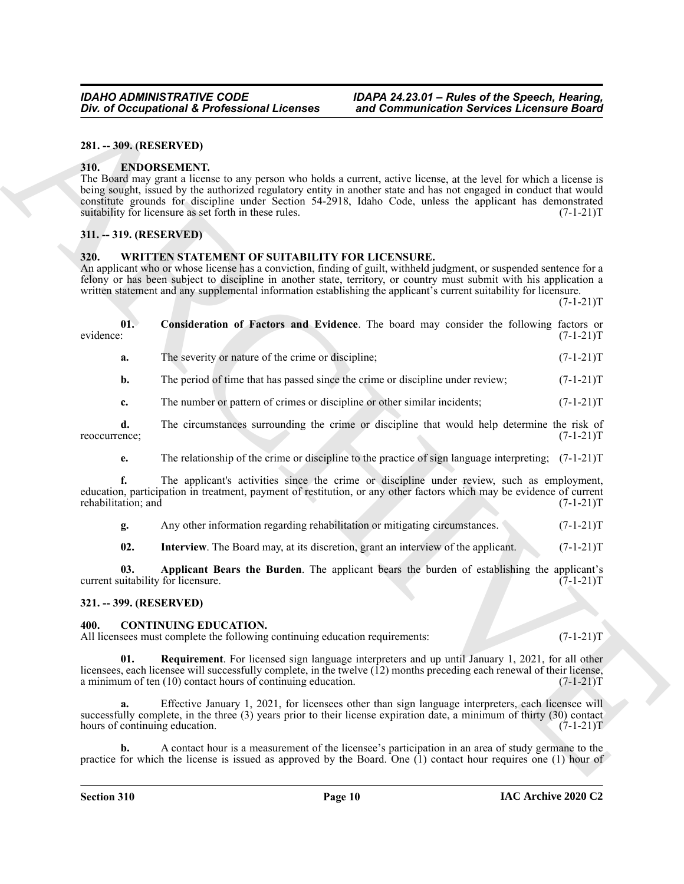**281. -- 309. (RESERVED)**

**310. ENDORSEMENT.**

The Board may grant a license to any person who holds a current, active license, at the level for which a license is being sought, issued by the authorized regulatory entity in another state and has not engaged in conduct that would constitute grounds for discipline under Section 54-2918, Idaho Code, unless the applicant has demonstrated suitability for licensure as set forth in these rules. (7-1-21)T

**311. -- 319. (RESERVED)**

**320. WRITTEN STATEMENT OF SUITABILITY FOR LICENSURE.**

An applicant who or whose license has a conviction, finding of guilt, withheld judgment, or suspended sentence for a felony or has been subject to discipline in another state, territory, or country must submit with his application a written statement and any supplemental information establishing the applicant's current suitability for licensure. (7-1-21)T

**01. Consideration of Factors and Evidence**. The board may consider the following factors or evidence: (7-1-21)T

**a.** The severity or nature of the crime or discipline; (7-1-21)T

**b.** The period of time that has passed since the crime or discipline under review; (7-1-21)T

**c.** The number or pattern of crimes or discipline or other similar incidents; (7-1-21)T

**d.** The circumstances surrounding the crime or discipline that would help determine the risk of reoccurrence; (7-1-21)T

**e.** The relationship of the crime or discipline to the practice of sign language interpreting; (7-1-21)T

**f.** The applicant's activities since the crime or discipline under review, such as employment, education, participation in treatment, payment of restitution, or any other factors which may be evidence of current rehabilitation; and (7-1-21)T

**g.** Any other information regarding rehabilitation or mitigating circumstances. (7-1-21)T

**02. Interview**. The Board may, at its discretion, grant an interview of the applicant. (7-1-21)T

**03. Applicant Bears the Burden**. The applicant bears the burden of establishing the applicant's current suitability for licensure. (7-1-21)T

**321. -- 399. (RESERVED)**

**400. CONTINUING EDUCATION.**

All licensees must complete the following continuing education requirements: (7-1-21)T

**01. Requirement**. For licensed sign language interpreters and up until January 1, 2021, for all other licensees, each licensee will successfully complete, in the twelve (12) months preceding each renewal of their license, a minimum of ten (10) contact hours of continuing education. (7-1-21)T

**a.** Effective January 1, 2021, for licensees other than sign language interpreters, each licensee will successfully complete, in the three (3) years prior to their license expiration date, a minimum of thirty (30) contact hours of continuing education. (7-1-21)T

**b.** A contact hour is a measurement of the licensee's participation in an area of study germane to the practice for which the license is issued as approved by the Board. One (1) contact hour requires one (1) hour of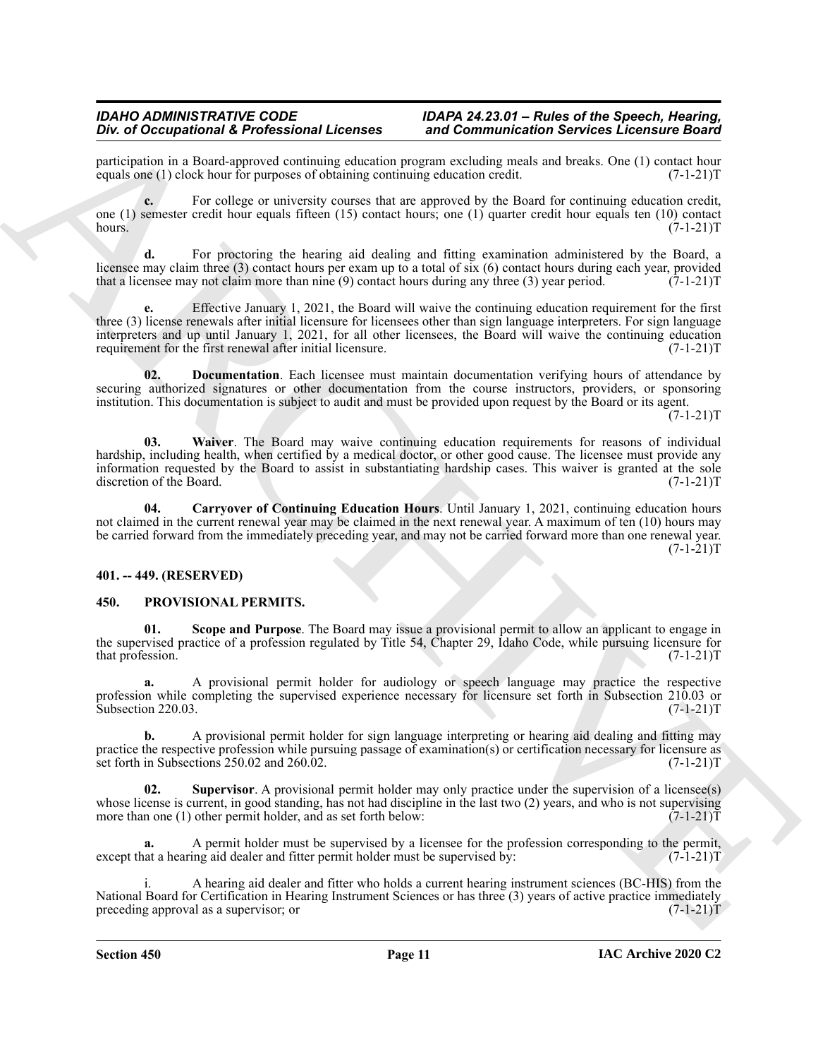participation in a Board-approved continuing education program excluding meals and breaks. One (1) contact hour equals one (1) clock hour for purposes of obtaining continuing education credit. (7-1-21)T

**c.** For college or university courses that are approved by the Board for continuing education credit, one (1) semester credit hour equals fifteen (15) contact hours; one (1) quarter credit hour equals ten (10) contact hours. (7-1-21)T

**d.** For proctoring the hearing aid dealing and fitting examination administered by the Board, a licensee may claim three (3) contact hours per exam up to a total of six (6) contact hours during each year, provided that a licensee may not claim more than nine (9) contact hours during any three (3) year period. (7-1-21)T

**e.** Effective January 1, 2021, the Board will waive the continuing education requirement for the first three (3) license renewals after initial licensure for licensees other than sign language interpreters. For sign language interpreters and up until January 1, 2021, for all other licensees, the Board will waive the continuing education requirement for the first renewal after initial licensure. (7-1-21)T

**02. Documentation**. Each licensee must maintain documentation verifying hours of attendance by securing authorized signatures or other documentation from the course instructors, providers, or sponsoring institution. This documentation is subject to audit and must be provided upon request by the Board or its agent. (7-1-21)T

**03. Waiver**. The Board may waive continuing education requirements for reasons of individual hardship, including health, when certified by a medical doctor, or other good cause. The licensee must provide any information requested by the Board to assist in substantiating hardship cases. This waiver is granted at the sole discretion of the Board. (7-1-21)T

**04. Carryover of Continuing Education Hours**. Until January 1, 2021, continuing education hours not claimed in the current renewal year may be claimed in the next renewal year. A maximum of ten (10) hours may be carried forward from the immediately preceding year, and may not be carried forward more than one renewal year. (7-1-21)T

**401. -- 449. (RESERVED)**

**450. PROVISIONAL PERMITS.**

**01. Scope and Purpose**. The Board may issue a provisional permit to allow an applicant to engage in the supervised practice of a profession regulated by Title 54, Chapter 29, Idaho Code, while pursuing licensure for that profession. (7-1-21)T

**a.** A provisional permit holder for audiology or speech language may practice the respective profession while completing the supervised experience necessary for licensure set forth in Subsection 210.03 or Subsection 220.03. (7-1-21)T

**b.** A provisional permit holder for sign language interpreting or hearing aid dealing and fitting may practice the respective profession while pursuing passage of examination(s) or certification necessary for licensure as set forth in Subsections 250.02 and 260.02. (7-1-21)T

**02. Supervisor**. A provisional permit holder may only practice under the supervision of a licensee(s) whose license is current, in good standing, has not had discipline in the last two (2) years, and who is not supervising more than one (1) other permit holder, and as set forth below: (7-1-21)T

**a.** A permit holder must be supervised by a licensee for the profession corresponding to the permit, except that a hearing aid dealer and fitter permit holder must be supervised by: (7-1-21)T

i. A hearing aid dealer and fitter who holds a current hearing instrument sciences (BC-HIS) from the National Board for Certification in Hearing Instrument Sciences or has three (3) years of active practice immediately preceding approval as a supervisor; or (7-1-21)T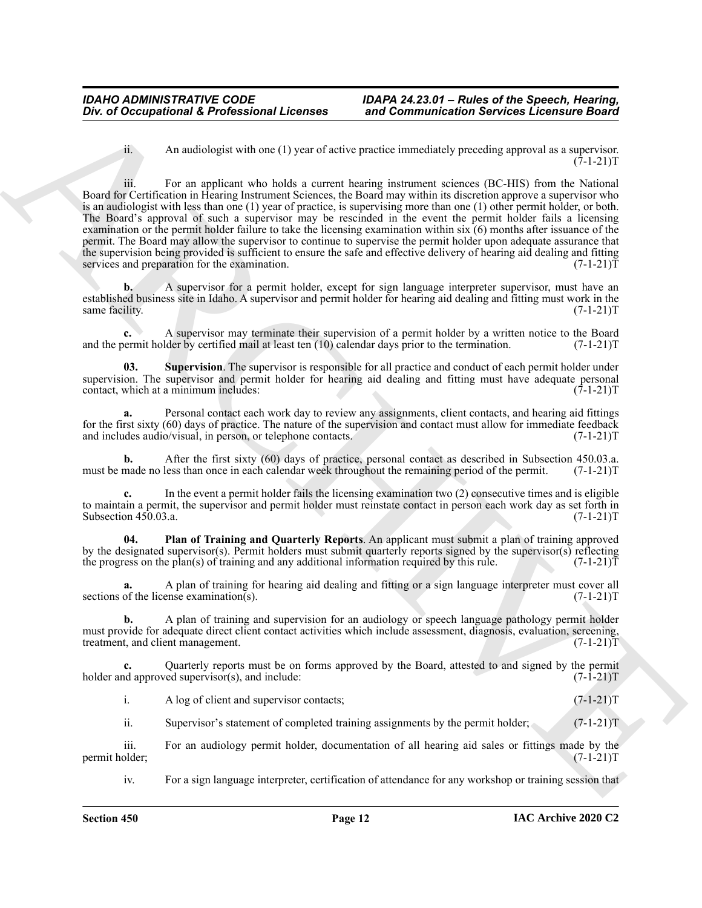ii. An audiologist with one (1) year of active practice immediately preceding approval as a supervisor. (7-1-21)T

iii. For an applicant who holds a current hearing instrument sciences (BC-HIS) from the National Board for Certification in Hearing Instrument Sciences, the Board may within its discretion approve a supervisor who is an audiologist with less than one (1) year of practice, is supervising more than one (1) other permit holder, or both. The Board's approval of such a supervisor may be rescinded in the event the permit holder fails a licensing examination or the permit holder failure to take the licensing examination within six (6) months after issuance of the permit. The Board may allow the supervisor to continue to supervise the permit holder upon adequate assurance that the supervision being provided is sufficient to ensure the safe and effective delivery of hearing aid dealing and fitting services and preparation for the examination. (7-1-21)T

**b.** A supervisor for a permit holder, except for sign language interpreter supervisor, must have an established business site in Idaho. A supervisor and permit holder for hearing aid dealing and fitting must work in the same facility. (7-1-21)T

**c.** A supervisor may terminate their supervision of a permit holder by a written notice to the Board and the permit holder by certified mail at least ten (10) calendar days prior to the termination. (7-1-21)T

**03. Supervision**. The supervisor is responsible for all practice and conduct of each permit holder under supervision. The supervisor and permit holder for hearing aid dealing and fitting must have adequate personal contact, which at a minimum includes: (7-1-21)T

**a.** Personal contact each work day to review any assignments, client contacts, and hearing aid fittings for the first sixty (60) days of practice. The nature of the supervision and contact must allow for immediate feedback and includes audio/visual, in person, or telephone contacts. (7-1-21)T

**b.** After the first sixty (60) days of practice, personal contact as described in Subsection 450.03.a. must be made no less than once in each calendar week throughout the remaining period of the permit. (7-1-21)T

**c.** In the event a permit holder fails the licensing examination two (2) consecutive times and is eligible to maintain a permit, the supervisor and permit holder must reinstate contact in person each work day as set forth in Subsection 450.03.a. (7-1-21)T

**04. Plan of Training and Quarterly Reports**. An applicant must submit a plan of training approved by the designated supervisor(s). Permit holders must submit quarterly reports signed by the supervisor(s) reflecting the progress on the plan(s) of training and any additional information required by this rule. (7-1-21)T

**a.** A plan of training for hearing aid dealing and fitting or a sign language interpreter must cover all sections of the license examination(s). (7-1-21)T

**b.** A plan of training and supervision for an audiology or speech language pathology permit holder must provide for adequate direct client contact activities which include assessment, diagnosis, evaluation, screening, treatment, and client management. (7-1-21)T

**c.** Quarterly reports must be on forms approved by the Board, attested to and signed by the permit holder and approved supervisor(s), and include: (7-1-21)T

i. A log of client and supervisor contacts; (7-1-21)T

ii. Supervisor's statement of completed training assignments by the permit holder; (7-1-21)T

iii. For an audiology permit holder, documentation of all hearing aid sales or fittings made by the permit holder; (7-1-21)T

iv. For a sign language interpreter, certification of attendance for any workshop or training session that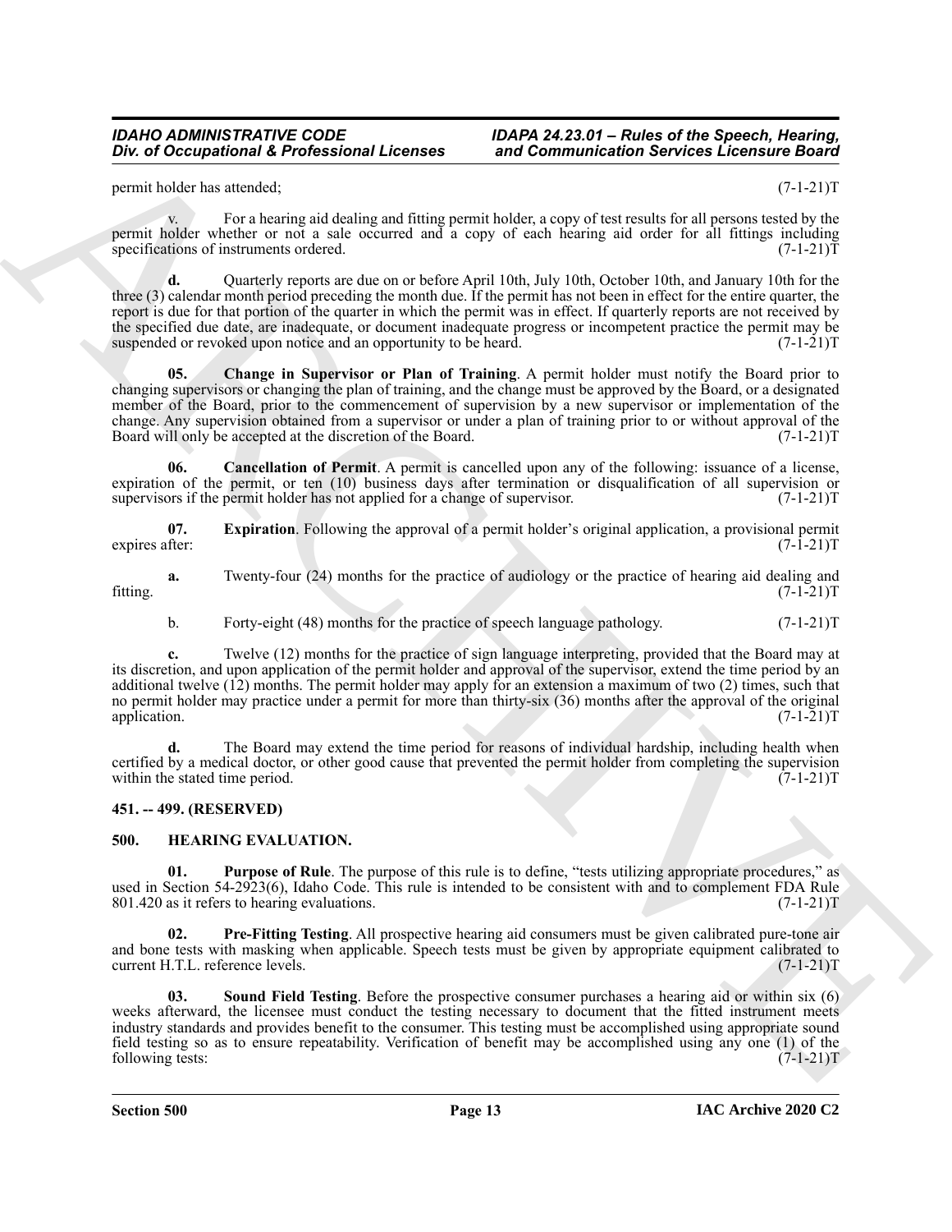permit holder has attended; (7-1-21)T

v. For a hearing aid dealing and fitting permit holder, a copy of test results for all persons tested by the permit holder whether or not a sale occurred and a copy of each hearing aid order for all fittings including specifications of instruments ordered. (7-1-21)T

**d.** Quarterly reports are due on or before April 10th, July 10th, October 10th, and January 10th for the three (3) calendar month period preceding the month due. If the permit has not been in effect for the entire quarter, the report is due for that portion of the quarter in which the permit was in effect. If quarterly reports are not received by the specified due date, are inadequate, or document inadequate progress or incompetent practice the permit may be suspended or revoked upon notice and an opportunity to be heard. (7-1-21)T

**05. Change in Supervisor or Plan of Training**. A permit holder must notify the Board prior to changing supervisors or changing the plan of training, and the change must be approved by the Board, or a designated member of the Board, prior to the commencement of supervision by a new supervisor or implementation of the change. Any supervision obtained from a supervisor or under a plan of training prior to or without approval of the Board will only be accepted at the discretion of the Board. (7-1-21)T

**06. Cancellation of Permit**. A permit is cancelled upon any of the following: issuance of a license, expiration of the permit, or ten (10) business days after termination or disqualification of all supervision or supervisors if the permit holder has not applied for a change of supervisor. (7-1-21)T

**07. Expiration**. Following the approval of a permit holder's original application, a provisional permit expires after: (7-1-21)T

**a.** Twenty-four (24) months for the practice of audiology or the practice of hearing aid dealing and fitting. (7-1-21)T

b. Forty-eight (48) months for the practice of speech language pathology. (7-1-21)T

**c.** Twelve (12) months for the practice of sign language interpreting, provided that the Board may at its discretion, and upon application of the permit holder and approval of the supervisor, extend the time period by an additional twelve (12) months. The permit holder may apply for an extension a maximum of two (2) times, such that no permit holder may practice under a permit for more than thirty-six (36) months after the approval of the original application. (7-1-21)T

**d.** The Board may extend the time period for reasons of individual hardship, including health when certified by a medical doctor, or other good cause that prevented the permit holder from completing the supervision within the stated time period. (7-1-21)T

### 451. -- 499. (RESERVED)

### 500. HEARING EVALUATION.

**01. Purpose of Rule**. The purpose of this rule is to define, "tests utilizing appropriate procedures," as used in Section 54-2923(6), Idaho Code. This rule is intended to be consistent with and to complement FDA Rule 801.420 as it refers to hearing evaluations. (7-1-21)T

**02. Pre-Fitting Testing**. All prospective hearing aid consumers must be given calibrated pure-tone air and bone tests with masking when applicable. Speech tests must be given by appropriate equipment calibrated to current H.T.L. reference levels. (7-1-21)T

**03. Sound Field Testing**. Before the prospective consumer purchases a hearing aid or within six (6) weeks afterward, the licensee must conduct the testing necessary to document that the fitted instrument meets industry standards and provides benefit to the consumer. This testing must be accomplished using appropriate sound field testing so as to ensure repeatability. Verification of benefit may be accomplished using any one (1) of the following tests: (7-1-21)T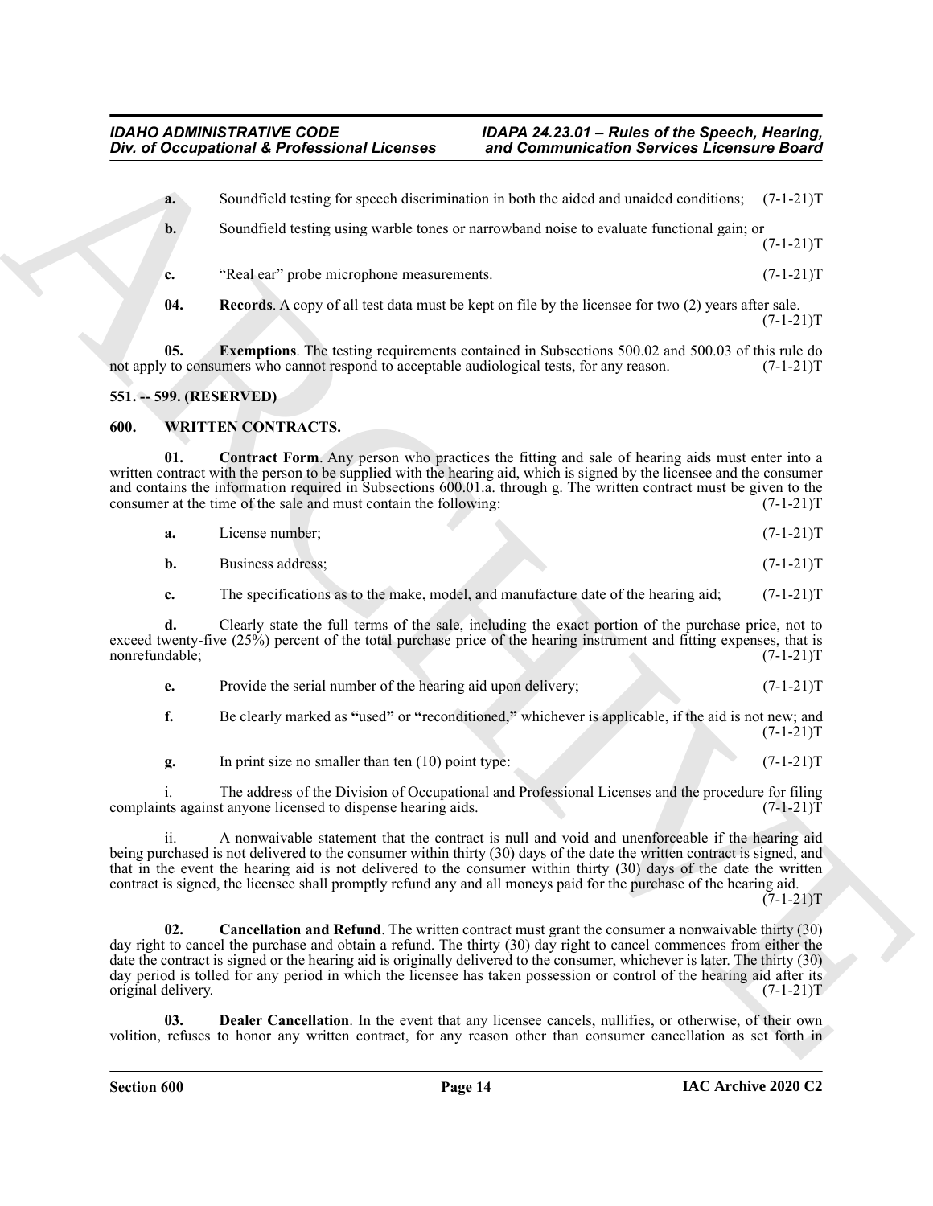**a.** Soundfield testing for speech discrimination in both the aided and unaided conditions; (7-1-21)T

**b.** Soundfield testing using warble tones or narrowband noise to evaluate functional gain; or (7-1-21)T

**c.** "Real ear" probe microphone measurements. (7-1-21)T

**04. Records**. A copy of all test data must be kept on file by the licensee for two (2) years after sale. (7-1-21)T

**05. Exemptions**. The testing requirements contained in Subsections 500.02 and 500.03 of this rule do not apply to consumers who cannot respond to acceptable audiological tests, for any reason. (7-1-21)T

## 551. -- 599. (RESERVED)

## 600. WRITTEN CONTRACTS.

**01. Contract Form**. Any person who practices the fitting and sale of hearing aids must enter into a written contract with the person to be supplied with the hearing aid, which is signed by the licensee and the consumer and contains the information required in Subsections 600.01.a. through g. The written contract must be given to the consumer at the time of the sale and must contain the following: (7-1-21)T

**a.** License number; (7-1-21)T

**b.** Business address; (7-1-21)T

**c.** The specifications as to the make, model, and manufacture date of the hearing aid; (7-1-21)T

**d.** Clearly state the full terms of the sale, including the exact portion of the purchase price, not to exceed twenty-five (25%) percent of the total purchase price of the hearing instrument and fitting expenses, that is nonrefundable; (7-1-21)T

**e.** Provide the serial number of the hearing aid upon delivery; (7-1-21)T

**f.** Be clearly marked as **"**used**"** or **"**reconditioned,**"** whichever is applicable, if the aid is not new; and (7-1-21)T

**g.** In print size no smaller than ten (10) point type: (7-1-21)T

i. The address of the Division of Occupational and Professional Licenses and the procedure for filing complaints against anyone licensed to dispense hearing aids. (7-1-21)T

ii. A nonwaivable statement that the contract is null and void and unenforceable if the hearing aid being purchased is not delivered to the consumer within thirty (30) days of the date the written contract is signed, and that in the event the hearing aid is not delivered to the consumer within thirty (30) days of the date the written contract is signed, the licensee shall promptly refund any and all moneys paid for the purchase of the hearing aid. (7-1-21)T

**02. Cancellation and Refund**. The written contract must grant the consumer a nonwaivable thirty (30) day right to cancel the purchase and obtain a refund. The thirty (30) day right to cancel commences from either the date the contract is signed or the hearing aid is originally delivered to the consumer, whichever is later. The thirty (30) day period is tolled for any period in which the licensee has taken possession or control of the hearing aid after its original delivery. (7-1-21)T

**03. Dealer Cancellation**. In the event that any licensee cancels, nullifies, or otherwise, of their own volition, refuses to honor any written contract, for any reason other than consumer cancellation as set forth in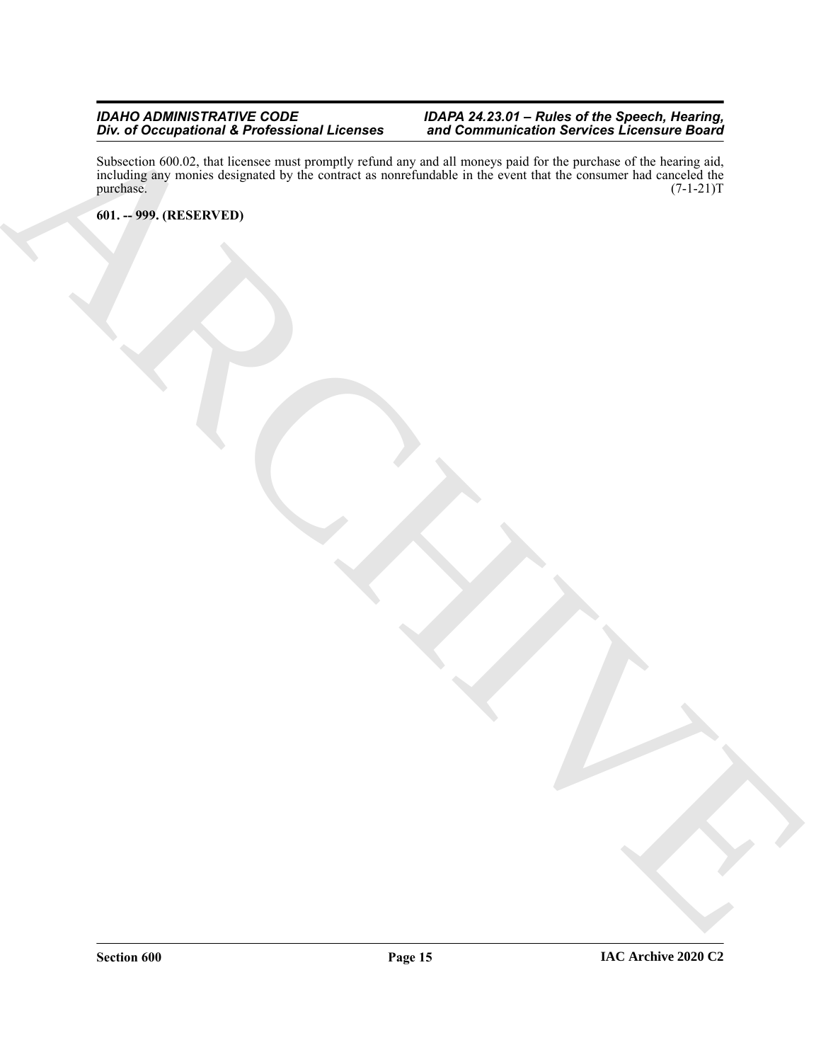Subsection 600.02, that licensee must promptly refund any and all moneys paid for the purchase of the hearing aid, including any monies designated by the contract as nonrefundable in the event that the consumer had canceled the purchase. (7-1-21)T

**601. -- 999. (RESERVED)**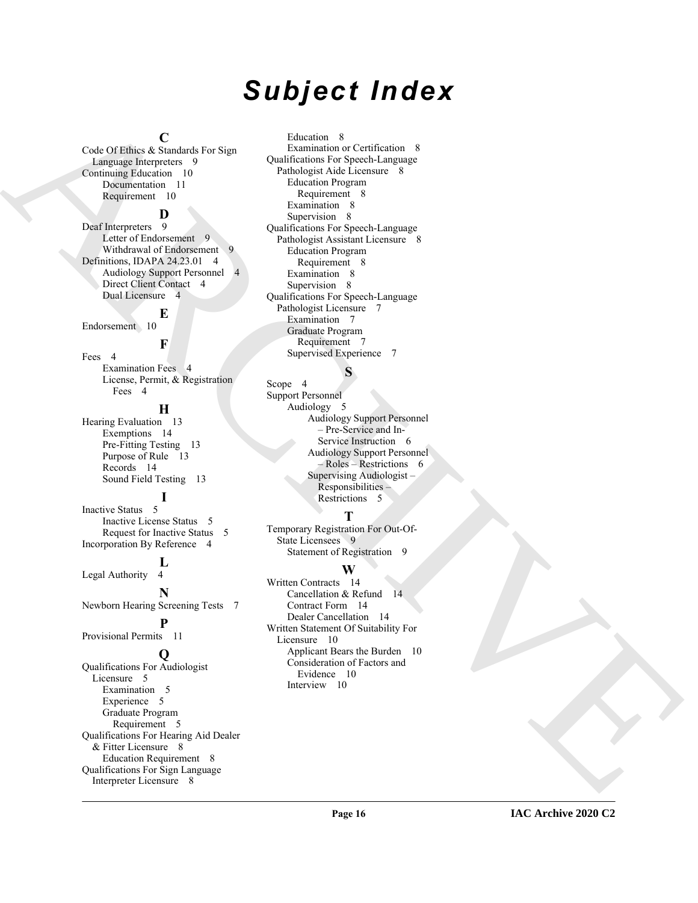# *Subject Index*

**C**

Code Of Ethics & Standards For Sign Language Interpreters 9

Continuing Education 10
- Documentation 11
- Requirement 10

**D**

Deaf Interpreters 9
- Letter of Endorsement 9
- Withdrawal of Endorsement 9

Definitions, IDAPA 24.23.01 4
- Audiology Support Personnel 4
- Direct Client Contact 4
- Dual Licensure 4

**E**

Endorsement 10

**F**

Fees 4
- Examination Fees 4
- License, Permit, & Registration Fees 4

**H**

Hearing Evaluation 13
- Exemptions 14
- Pre-Fitting Testing 13
- Purpose of Rule 13
- Records 14
- Sound Field Testing 13

**I**

Inactive Status 5
- Inactive License Status 5
- Request for Inactive Status 5

Incorporation By Reference 4

**L**

Legal Authority 4

**N**

Newborn Hearing Screening Tests 7

**P**

Provisional Permits 11

**Q**

Qualifications For Audiologist Licensure 5
- Examination 5
- Experience 5
- Graduate Program Requirement 5

Qualifications For Hearing Aid Dealer & Fitter Licensure 8
- Education Requirement 8

Qualifications For Sign Language Interpreter Licensure 8
- Education 8
- Examination or Certification 8

Qualifications For Speech-Language Pathologist Aide Licensure 8
- Education Program Requirement 8
- Examination 8
- Supervision 8

Qualifications For Speech-Language Pathologist Assistant Licensure 8
- Education Program Requirement 8
- Examination 8
- Supervision 8

Qualifications For Speech-Language Pathologist Licensure 7
- Examination 7
- Graduate Program Requirement 7
- Supervised Experience 7

**S**

Scope 4

Support Personnel
- Audiology 5
  - Audiology Support Personnel – Pre-Service and In-Service Instruction 6
  - Audiology Support Personnel – Roles – Restrictions 6
  - Supervising Audiologist – Responsibilities – Restrictions 5

**T**

Temporary Registration For Out-Of-State Licensees 9
- Statement of Registration 9

**W**

Written Contracts 14
- Cancellation & Refund 14
- Contract Form 14
- Dealer Cancellation 14

Written Statement Of Suitability For Licensure 10
- Applicant Bears the Burden 10
- Consideration of Factors and Evidence 10
- Interview 10